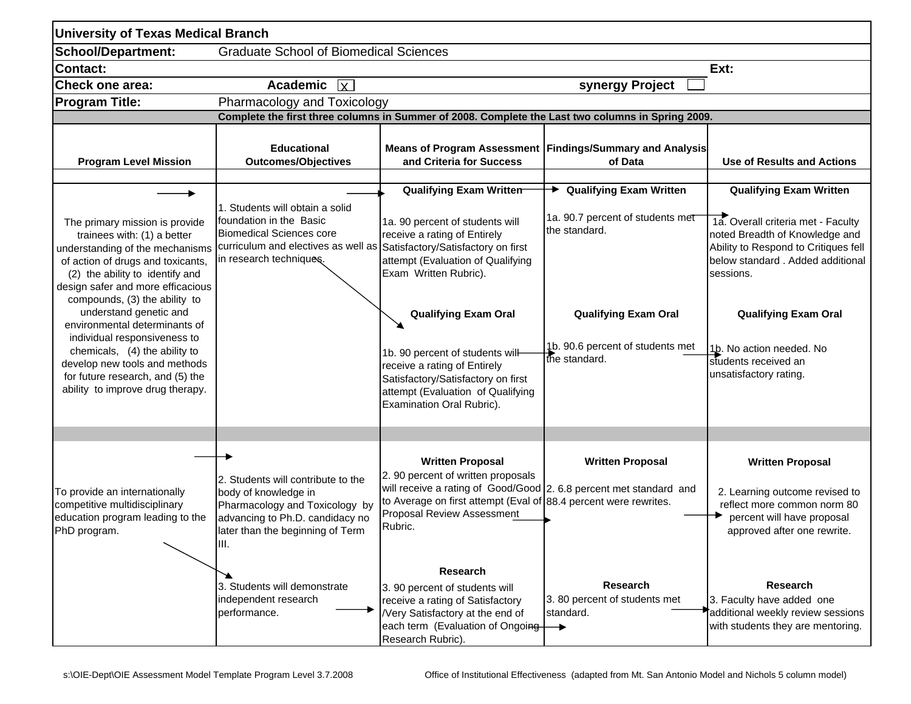| University of Texas Medical Branch | | | | |
|---|---|---|---|---|
| **School/Department:** | Graduate School of Biomedical Sciences | | | |
| **Contact:** | | | | **Ext:** |
| **Check one area:** | **Academic** [X] | | **synergy Project** [ ] | |
| **Program Title:** | Pharmacology and Toxicology | | | |
| **Complete the first three columns in Summer of 2008. Complete the Last two columns in Spring 2009.** | | | | |
| **Program Level Mission** | **Educational Outcomes/Objectives** | **Means of Program Assessment and Criteria for Success** | **Findings/Summary and Analysis of Data** | **Use of Results and Actions** |
| The primary mission is provide trainees with: (1) a better understanding of the mechanisms of action of drugs and toxicants, (2) the ability to identify and design safer and more efficacious compounds, (3) the ability to understand genetic and environmental determinants of individual responsiveness to chemicals, (4) the ability to develop new tools and methods for future research, and (5) the ability to improve drug therapy. | 1. Students will obtain a solid foundation in the Basic Biomedical Sciences core curriculum and electives as well as in research techniques. | **Qualifying Exam Written**<br>1a. 90 percent of students will receive a rating of Entirely Satisfactory/Satisfactory on first attempt (Evaluation of Qualifying Exam Written Rubric).<br><br>**Qualifying Exam Oral**<br>1b. 90 percent of students will receive a rating of Entirely Satisfactory/Satisfactory on first attempt (Evaluation of Qualifying Examination Oral Rubric). | **Qualifying Exam Written**<br>1a. 90.7 percent of students met the standard.<br><br>**Qualifying Exam Oral**<br>1b. 90.6 percent of students met the standard. | **Qualifying Exam Written**<br>1a. Overall criteria met - Faculty noted Breadth of Knowledge and Ability to Respond to Critiques fell below standard . Added additional sessions.<br><br>**Qualifying Exam Oral**<br>1b. No action needed. No students received an unsatisfactory rating. |
| To provide an internationally competitive multidisciplinary education program leading to the PhD program. | 2. Students will contribute to the body of knowledge in Pharmacology and Toxicology by advancing to Ph.D. candidacy no later than the beginning of Term III. | **Written Proposal**<br>2. 90 percent of written proposals will receive a rating of Good/Good to Average on first attempt (Eval of Proposal Review Assessment Rubric. | **Written Proposal**<br>2. 6.8 percent met standard and 88.4 percent were rewrites. | **Written Proposal**<br>2. Learning outcome revised to reflect more common norm 80 percent will have proposal approved after one rewrite. |
| | 3. Students will demonstrate independent research performance. | **Research**<br>3. 90 percent of students will receive a rating of Satisfactory /Very Satisfactory at the end of each term (Evaluation of Ongoing Research Rubric). | **Research**<br>3. 80 percent of students met standard. | **Research**<br>3. Faculty have added one additional weekly review sessions with students they are mentoring. |

s:\OIE-Dept\OIE Assessment Model Template Program Level 3.7.2008

Office of Institutional Effectiveness (adapted from Mt. San Antonio Model and Nichols 5 column model)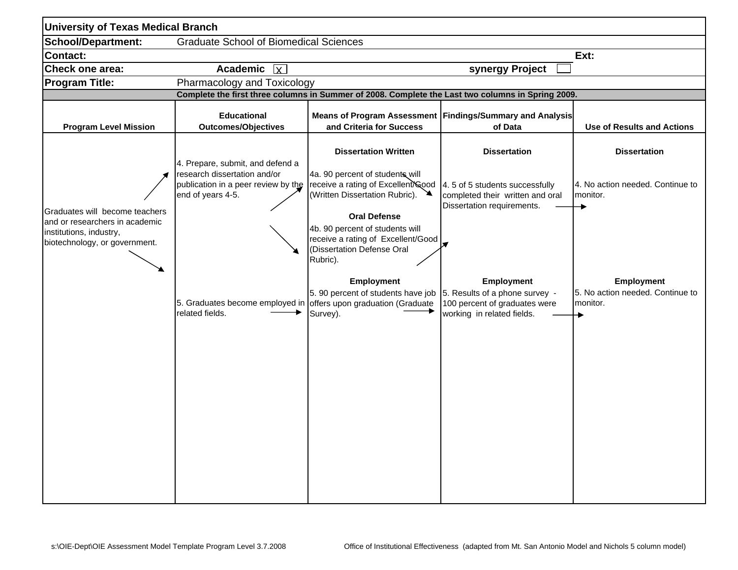| University of Texas Medical Branch | | | | |
|---|---|---|---|---|
| **School/Department:** | Graduate School of Biomedical Sciences | | | |
| **Contact:** | | | | **Ext:** |
| **Check one area:** | **Academic** [x] | | **synergy Project** [ ] | |
| **Program Title:** | Pharmacology and Toxicology | | | |
| **Complete the first three columns in Summer of 2008. Complete the Last two columns in Spring 2009.** | | | | |
| **Program Level Mission** | **Educational Outcomes/Objectives** | **Means of Program Assessment and Criteria for Success** | **Findings/Summary and Analysis of Data** | **Use of Results and Actions** |
| Graduates will become teachers and or researchers in academic institutions, industry, biotechnology, or government. | 4. Prepare, submit, and defend a research dissertation and/or publication in a peer review by the end of years 4-5. | **Dissertation Written**<br>4a. 90 percent of students will receive a rating of Excellent/Good (Written Dissertation Rubric).<br><br>**Oral Defense**<br>4b. 90 percent of students will receive a rating of Excellent/Good (Dissertation Defense Oral Rubric). | **Dissertation**<br>4. 5 of 5 students successfully completed their written and oral Dissertation requirements. | **Dissertation**<br>4. No action needed. Continue to monitor. |
| | 5. Graduates become employed in related fields. | **Employment**<br>5. 90 percent of students have job offers upon graduation (Graduate Survey). | **Employment**<br>5. Results of a phone survey - 100 percent of graduates were working in related fields. | **Employment**<br>5. No action needed. Continue to monitor. |

s:\OIE-Dept\OIE Assessment Model Template Program Level 3.7.2008

Office of Institutional Effectiveness (adapted from Mt. San Antonio Model and Nichols 5 column model)